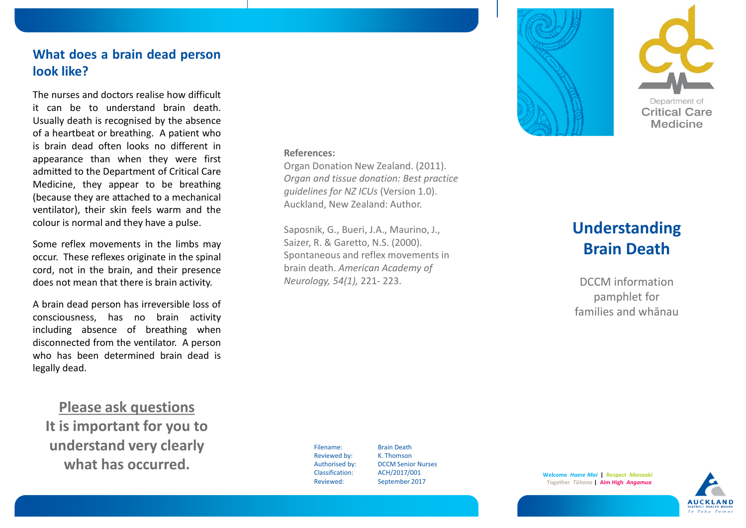## What does a brain dead person look like?

The nurses and doctors realise how difficult it can be to understand brain death. Usually death is recognised by the absence of a heartbeat or breathing. A patient who is brain dead often looks no different in appearance than when they were first admitted to the Department of Critical Care Medicine, they appear to be breathing (because they are attached to a mechanical ventilator), their skin feels warm and the colour is normal and they have a pulse.

Some reflex movements in the limbs may occur. These reflexes originate in the spinal cord, not in the brain, and their presence does not mean that there is brain activity.

A brain dead person has irreversible loss of consciousness, has no brain activity including absence of breathing when disconnected from the ventilator. A person who has been determined brain dead is legally dead.

**Please ask questions**
**It is important for you to understand very clearly what has occurred.**

**References:**

Organ Donation New Zealand. (2011). *Organ and tissue donation: Best practice guidelines for NZ ICUs* (Version 1.0). Auckland, New Zealand: Author.

Saposnik, G., Bueri, J.A., Maurino, J., Saizer, R. & Garetto, N.S. (2000). Spontaneous and reflex movements in brain death. *American Academy of Neurology, 54(1),* 221- 223.

| | |
|---|---|
| Filename: | Brain Death |
| Reviewed by: | K. Thomson |
| Authorised by: | DCCM Senior Nurses |
| Classification: | ACH/2017/001 |
| Reviewed: | September 2017 |

Department of Critical Care Medicine

# Understanding Brain Death

DCCM information pamphlet for families and whānau

Welcome *Haere Mai* | Respect *Manaaki*
Together *Tūhono* | Aim High *Angamua*

AUCKLAND DISTRICT HEALTH BOARD
Te Toka Tumai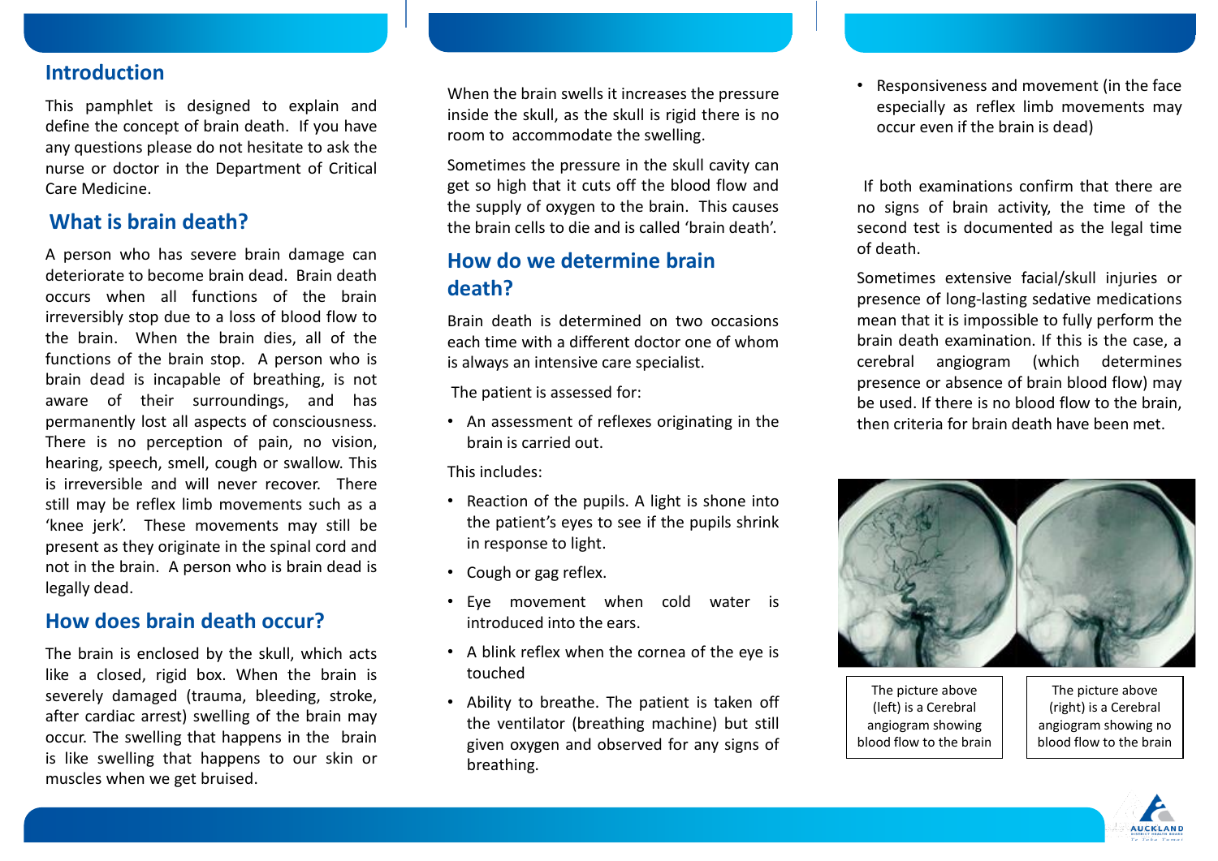## Introduction

This pamphlet is designed to explain and define the concept of brain death. If you have any questions please do not hesitate to ask the nurse or doctor in the Department of Critical Care Medicine.

## What is brain death?

A person who has severe brain damage can deteriorate to become brain dead. Brain death occurs when all functions of the brain irreversibly stop due to a loss of blood flow to the brain. When the brain dies, all of the functions of the brain stop. A person who is brain dead is incapable of breathing, is not aware of their surroundings, and has permanently lost all aspects of consciousness. There is no perception of pain, no vision, hearing, speech, smell, cough or swallow. This is irreversible and will never recover. There still may be reflex limb movements such as a 'knee jerk'. These movements may still be present as they originate in the spinal cord and not in the brain. A person who is brain dead is legally dead.

## How does brain death occur?

The brain is enclosed by the skull, which acts like a closed, rigid box. When the brain is severely damaged (trauma, bleeding, stroke, after cardiac arrest) swelling of the brain may occur. The swelling that happens in the brain is like swelling that happens to our skin or muscles when we get bruised.

When the brain swells it increases the pressure inside the skull, as the skull is rigid there is no room to accommodate the swelling.

Sometimes the pressure in the skull cavity can get so high that it cuts off the blood flow and the supply of oxygen to the brain. This causes the brain cells to die and is called 'brain death'.

## How do we determine brain death?

Brain death is determined on two occasions each time with a different doctor one of whom is always an intensive care specialist.

The patient is assessed for:

- An assessment of reflexes originating in the brain is carried out.

This includes:

- Reaction of the pupils. A light is shone into the patient's eyes to see if the pupils shrink in response to light.
- Cough or gag reflex.
- Eye movement when cold water is introduced into the ears.
- A blink reflex when the cornea of the eye is touched
- Ability to breathe. The patient is taken off the ventilator (breathing machine) but still given oxygen and observed for any signs of breathing.
- Responsiveness and movement (in the face especially as reflex limb movements may occur even if the brain is dead)

If both examinations confirm that there are no signs of brain activity, the time of the second test is documented as the legal time of death.

Sometimes extensive facial/skull injuries or presence of long-lasting sedative medications mean that it is impossible to fully perform the brain death examination. If this is the case, a cerebral angiogram (which determines presence or absence of brain blood flow) may be used. If there is no blood flow to the brain, then criteria for brain death have been met.

The picture above (left) is a Cerebral angiogram showing blood flow to the brain

The picture above (right) is a Cerebral angiogram showing no blood flow to the brain